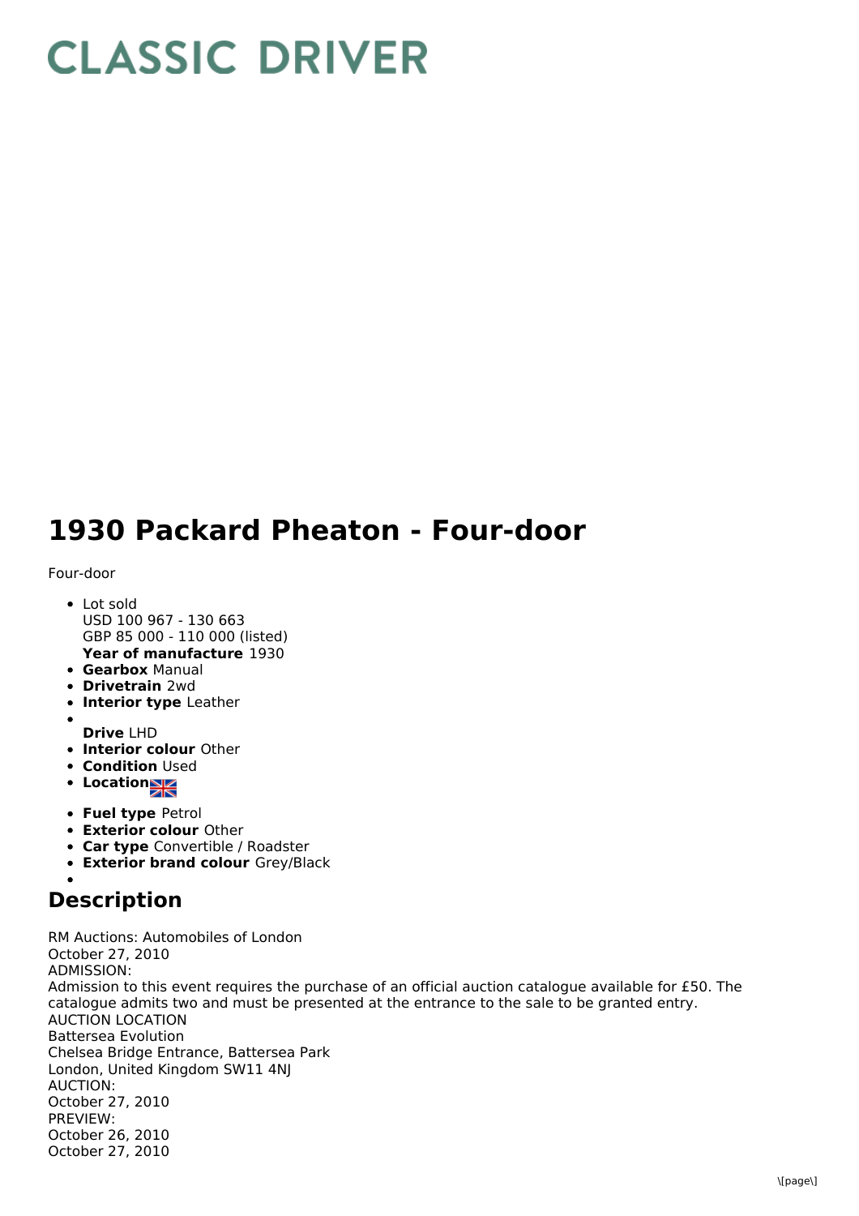# CLASSIC DRIVER

# 1930 Packard Pheaton - Four-door

Four-door

- Lot sold
  USD 100 967 - 130 663
  GBP 85 000 - 110 000 (listed)
  **Year of manufacture** 1930
- **Gearbox** Manual
- **Drivetrain** 2wd
- **Interior type** Leather
- 
  **Drive** LHD
- **Interior colour** Other
- **Condition** Used
- **Location**
- **Fuel type** Petrol
- **Exterior colour** Other
- **Car type** Convertible / Roadster
- **Exterior brand colour** Grey/Black
- 

## Description

RM Auctions: Automobiles of London
October 27, 2010
ADMISSION:
Admission to this event requires the purchase of an official auction catalogue available for £50. The catalogue admits two and must be presented at the entrance to the sale to be granted entry.
AUCTION LOCATION
Battersea Evolution
Chelsea Bridge Entrance, Battersea Park
London, United Kingdom SW11 4NJ
AUCTION:
October 27, 2010
PREVIEW:
October 26, 2010
October 27, 2010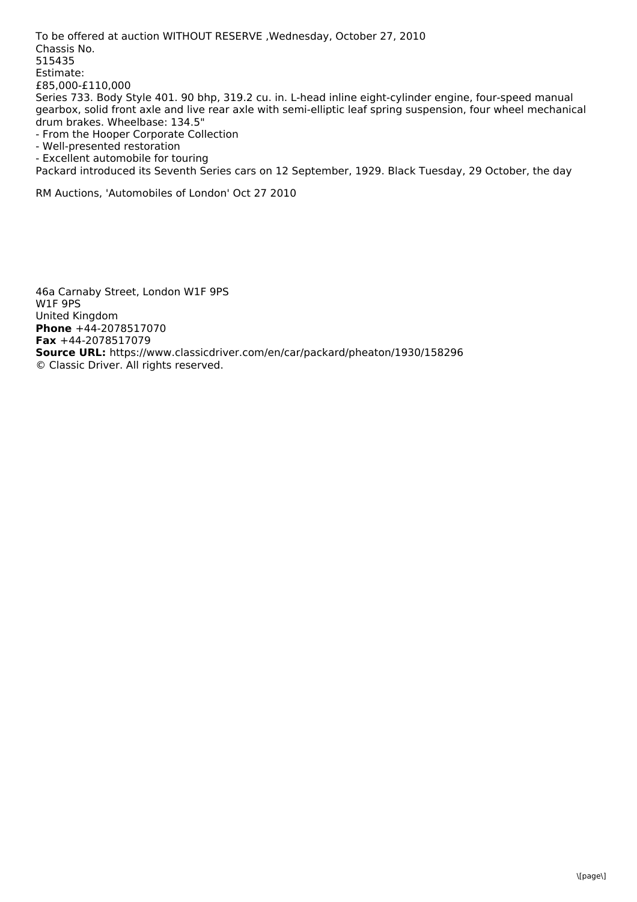To be offered at auction WITHOUT RESERVE ,Wednesday, October 27, 2010
Chassis No.
515435
Estimate:
£85,000-£110,000
Series 733. Body Style 401. 90 bhp, 319.2 cu. in. L-head inline eight-cylinder engine, four-speed manual gearbox, solid front axle and live rear axle with semi-elliptic leaf spring suspension, four wheel mechanical drum brakes. Wheelbase: 134.5"
- From the Hooper Corporate Collection
- Well-presented restoration
- Excellent automobile for touring

Packard introduced its Seventh Series cars on 12 September, 1929. Black Tuesday, 29 October, the day

RM Auctions, 'Automobiles of London' Oct 27 2010

46a Carnaby Street, London W1F 9PS
W1F 9PS
United Kingdom
**Phone** +44-2078517070
**Fax** +44-2078517079
**Source URL:** https://www.classicdriver.com/en/car/packard/pheaton/1930/158296
© Classic Driver. All rights reserved.